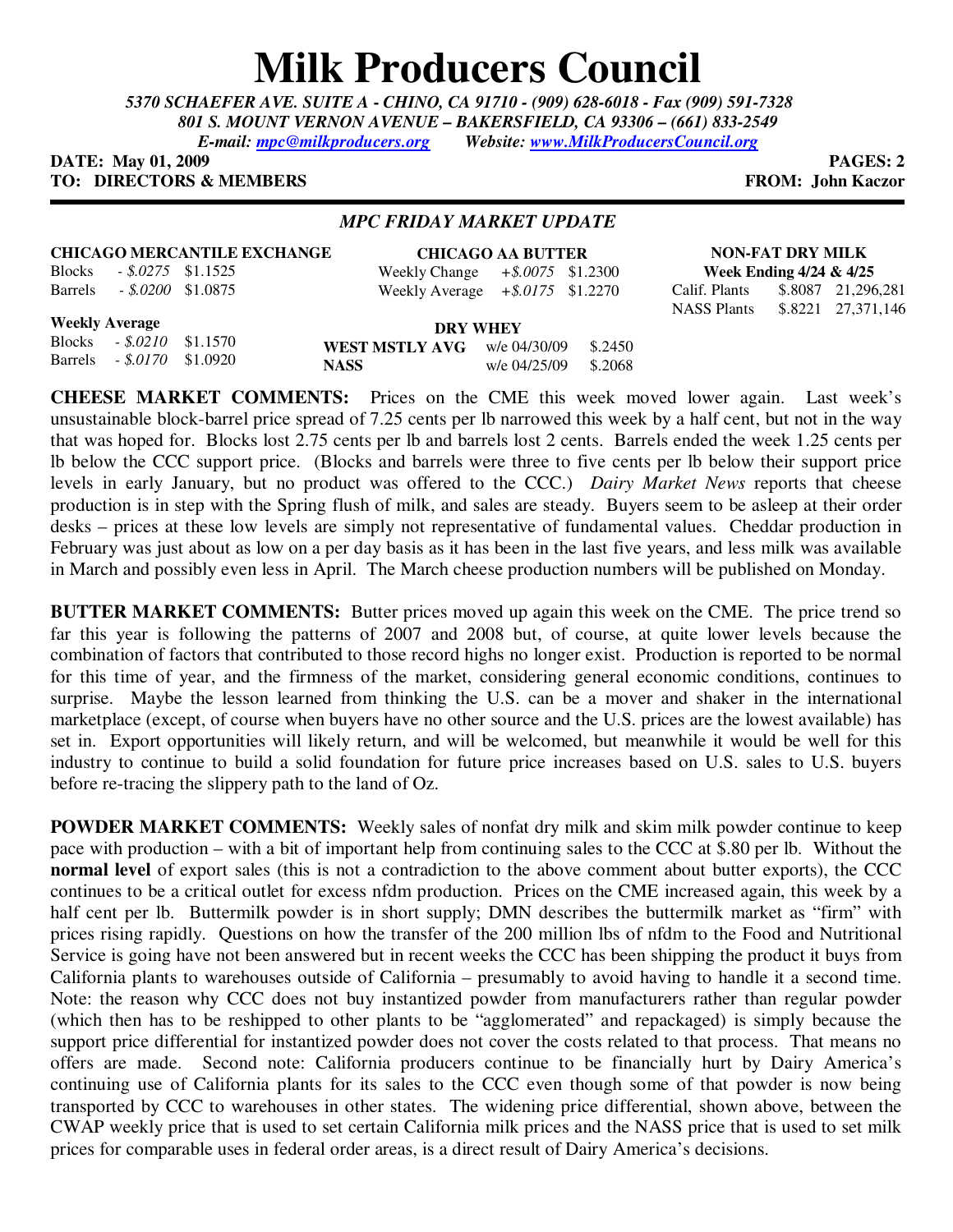# Milk Producers Council

*5370 SCHAEFER AVE. SUITE A - CHINO, CA 91710 - (909) 628-6018 - Fax (909) 591-7328*
*801 S. MOUNT VERNON AVENUE – BAKERSFIELD, CA 93306 – (661) 833-2549*
*E-mail: mpc@milkproducers.org Website: www.MilkProducersCouncil.org*

**DATE: May 01, 2009** **PAGES: 2**
**TO: DIRECTORS & MEMBERS** **FROM: John Kaczor**

---

## *MPC FRIDAY MARKET UPDATE*

**CHICAGO MERCANTILE EXCHANGE**

| | | |
|---|---|---|
| Blocks | *- $.0275* | $1.1525 |
| Barrels | *- $.0200* | $1.0875 |

**Weekly Average**

| | | |
|---|---|---|
| Blocks | *- $.0210* | $1.1570 |
| Barrels | *- $.0170* | $1.0920 |

**CHICAGO AA BUTTER**

| | | |
|---|---|---|
| Weekly Change | *+$.0075* | $1.2300 |
| Weekly Average | *+$.0175* | $1.2270 |

**DRY WHEY**

| | | |
|---|---|---|
| **WEST MSTLY AVG** | w/e 04/30/09 | $.2450 |
| **NASS** | w/e 04/25/09 | $.2068 |

**NON-FAT DRY MILK**
**Week Ending 4/24 & 4/25**

| | | |
|---|---|---|
| Calif. Plants | $.8087 | 21,296,281 |
| NASS Plants | $.8221 | 27,371,146 |

**CHEESE MARKET COMMENTS:** Prices on the CME this week moved lower again. Last week's unsustainable block-barrel price spread of 7.25 cents per lb narrowed this week by a half cent, but not in the way that was hoped for. Blocks lost 2.75 cents per lb and barrels lost 2 cents. Barrels ended the week 1.25 cents per lb below the CCC support price. (Blocks and barrels were three to five cents per lb below their support price levels in early January, but no product was offered to the CCC.) *Dairy Market News* reports that cheese production is in step with the Spring flush of milk, and sales are steady. Buyers seem to be asleep at their order desks – prices at these low levels are simply not representative of fundamental values. Cheddar production in February was just about as low on a per day basis as it has been in the last five years, and less milk was available in March and possibly even less in April. The March cheese production numbers will be published on Monday.

**BUTTER MARKET COMMENTS:** Butter prices moved up again this week on the CME. The price trend so far this year is following the patterns of 2007 and 2008 but, of course, at quite lower levels because the combination of factors that contributed to those record highs no longer exist. Production is reported to be normal for this time of year, and the firmness of the market, considering general economic conditions, continues to surprise. Maybe the lesson learned from thinking the U.S. can be a mover and shaker in the international marketplace (except, of course when buyers have no other source and the U.S. prices are the lowest available) has set in. Export opportunities will likely return, and will be welcomed, but meanwhile it would be well for this industry to continue to build a solid foundation for future price increases based on U.S. sales to U.S. buyers before re-tracing the slippery path to the land of Oz.

**POWDER MARKET COMMENTS:** Weekly sales of nonfat dry milk and skim milk powder continue to keep pace with production – with a bit of important help from continuing sales to the CCC at $.80 per lb. Without the **normal level** of export sales (this is not a contradiction to the above comment about butter exports), the CCC continues to be a critical outlet for excess nfdm production. Prices on the CME increased again, this week by a half cent per lb. Buttermilk powder is in short supply; DMN describes the buttermilk market as "firm" with prices rising rapidly. Questions on how the transfer of the 200 million lbs of nfdm to the Food and Nutritional Service is going have not been answered but in recent weeks the CCC has been shipping the product it buys from California plants to warehouses outside of California – presumably to avoid having to handle it a second time. Note: the reason why CCC does not buy instantized powder from manufacturers rather than regular powder (which then has to be reshipped to other plants to be "agglomerated" and repackaged) is simply because the support price differential for instantized powder does not cover the costs related to that process. That means no offers are made. Second note: California producers continue to be financially hurt by Dairy America's continuing use of California plants for its sales to the CCC even though some of that powder is now being transported by CCC to warehouses in other states. The widening price differential, shown above, between the CWAP weekly price that is used to set certain California milk prices and the NASS price that is used to set milk prices for comparable uses in federal order areas, is a direct result of Dairy America's decisions.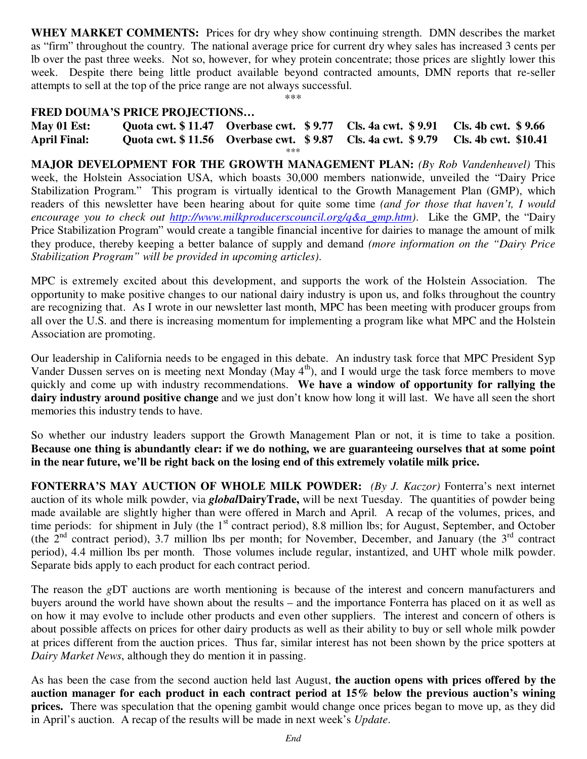**WHEY MARKET COMMENTS:** Prices for dry whey show continuing strength. DMN describes the market as "firm" throughout the country. The national average price for current dry whey sales has increased 3 cents per lb over the past three weeks. Not so, however, for whey protein concentrate; those prices are slightly lower this week. Despite there being little product available beyond contracted amounts, DMN reports that re-seller attempts to sell at the top of the price range are not always successful.

\*\*\*

**FRED DOUMA'S PRICE PROJECTIONS…**

| | | | | |
|---|---|---|---|---|
| **May 01 Est:** | **Quota cwt. $ 11.47** | **Overbase cwt. $ 9.77** | **Cls. 4a cwt. $ 9.91** | **Cls. 4b cwt. $ 9.66** |
| **April Final:** | **Quota cwt. $ 11.56** | **Overbase cwt. $ 9.87** | **Cls. 4a cwt. $ 9.79** | **Cls. 4b cwt. $10.41** |

\*\*\*

**MAJOR DEVELOPMENT FOR THE GROWTH MANAGEMENT PLAN:** *(By Rob Vandenheuvel)* This week, the Holstein Association USA, which boasts 30,000 members nationwide, unveiled the "Dairy Price Stabilization Program." This program is virtually identical to the Growth Management Plan (GMP), which readers of this newsletter have been hearing about for quite some time *(and for those that haven't, I would encourage you to check out http://www.milkproducerscouncil.org/q&a_gmp.htm)*. Like the GMP, the "Dairy Price Stabilization Program" would create a tangible financial incentive for dairies to manage the amount of milk they produce, thereby keeping a better balance of supply and demand *(more information on the "Dairy Price Stabilization Program" will be provided in upcoming articles)*.

MPC is extremely excited about this development, and supports the work of the Holstein Association. The opportunity to make positive changes to our national dairy industry is upon us, and folks throughout the country are recognizing that. As I wrote in our newsletter last month, MPC has been meeting with producer groups from all over the U.S. and there is increasing momentum for implementing a program like what MPC and the Holstein Association are promoting.

Our leadership in California needs to be engaged in this debate. An industry task force that MPC President Syp Vander Dussen serves on is meeting next Monday (May 4th), and I would urge the task force members to move quickly and come up with industry recommendations. **We have a window of opportunity for rallying the dairy industry around positive change** and we just don't know how long it will last. We have all seen the short memories this industry tends to have.

So whether our industry leaders support the Growth Management Plan or not, it is time to take a position. **Because one thing is abundantly clear: if we do nothing, we are guaranteeing ourselves that at some point in the near future, we'll be right back on the losing end of this extremely volatile milk price.**

**FONTERRA'S MAY AUCTION OF WHOLE MILK POWDER:** *(By J. Kaczor)* Fonterra's next internet auction of its whole milk powder, via ***global*DairyTrade,** will be next Tuesday. The quantities of powder being made available are slightly higher than were offered in March and April. A recap of the volumes, prices, and time periods: for shipment in July (the 1st contract period), 8.8 million lbs; for August, September, and October (the 2nd contract period), 3.7 million lbs per month; for November, December, and January (the 3rd contract period), 4.4 million lbs per month. Those volumes include regular, instantized, and UHT whole milk powder. Separate bids apply to each product for each contract period.

The reason the *g*DT auctions are worth mentioning is because of the interest and concern manufacturers and buyers around the world have shown about the results – and the importance Fonterra has placed on it as well as on how it may evolve to include other products and even other suppliers. The interest and concern of others is about possible affects on prices for other dairy products as well as their ability to buy or sell whole milk powder at prices different from the auction prices. Thus far, similar interest has not been shown by the price spotters at *Dairy Market News*, although they do mention it in passing.

As has been the case from the second auction held last August, **the auction opens with prices offered by the auction manager for each product in each contract period at 15% below the previous auction's wining prices.** There was speculation that the opening gambit would change once prices began to move up, as they did in April's auction. A recap of the results will be made in next week's *Update*.

*End*